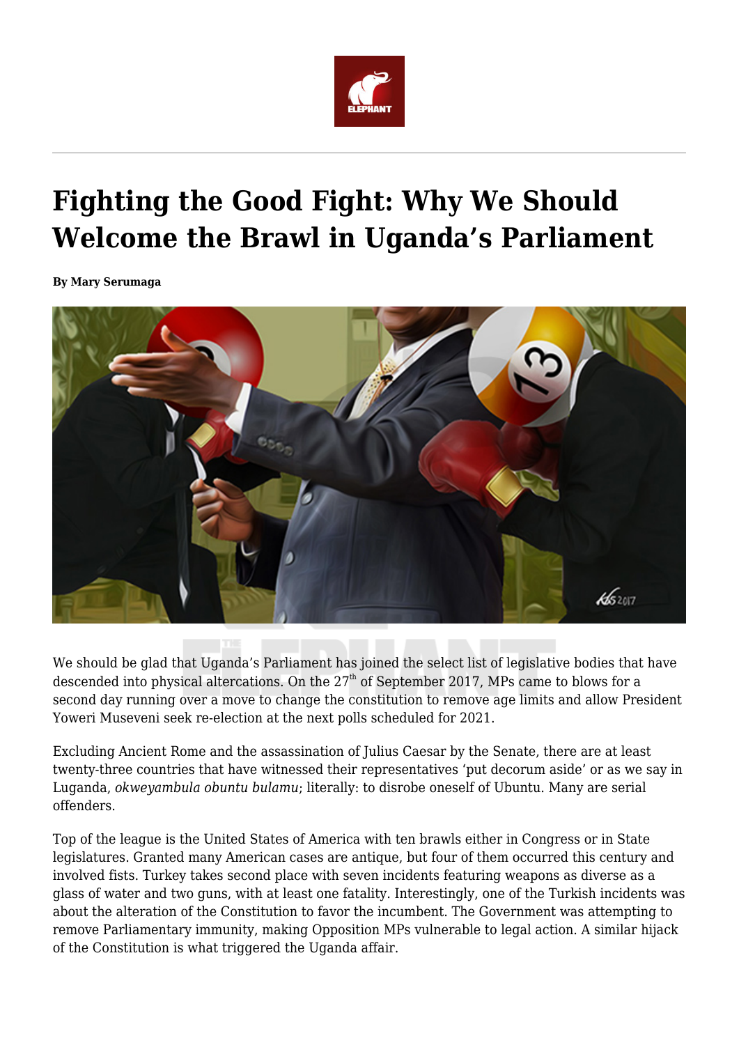# Fighting the Good Fight: Why We Should Welcome the Brawl in Uganda's Parliament

**By Mary Serumaga**

We should be glad that Uganda's Parliament has joined the select list of legislative bodies that have descended into physical altercations. On the 27th of September 2017, MPs came to blows for a second day running over a move to change the constitution to remove age limits and allow President Yoweri Museveni seek re-election at the next polls scheduled for 2021.

Excluding Ancient Rome and the assassination of Julius Caesar by the Senate, there are at least twenty-three countries that have witnessed their representatives 'put decorum aside' or as we say in Luganda, *okweyambula obuntu bulamu*; literally: to disrobe oneself of Ubuntu. Many are serial offenders.

Top of the league is the United States of America with ten brawls either in Congress or in State legislatures. Granted many American cases are antique, but four of them occurred this century and involved fists. Turkey takes second place with seven incidents featuring weapons as diverse as a glass of water and two guns, with at least one fatality. Interestingly, one of the Turkish incidents was about the alteration of the Constitution to favor the incumbent. The Government was attempting to remove Parliamentary immunity, making Opposition MPs vulnerable to legal action. A similar hijack of the Constitution is what triggered the Uganda affair.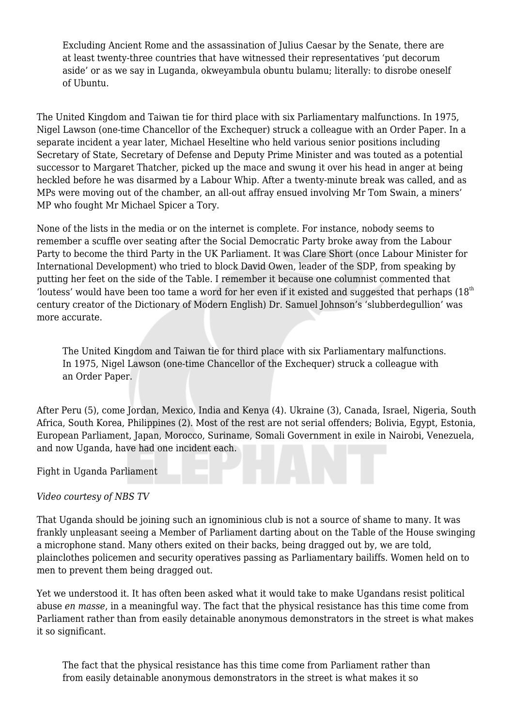> Excluding Ancient Rome and the assassination of Julius Caesar by the Senate, there are at least twenty-three countries that have witnessed their representatives 'put decorum aside' or as we say in Luganda, okweyambula obuntu bulamu; literally: to disrobe oneself of Ubuntu.

The United Kingdom and Taiwan tie for third place with six Parliamentary malfunctions. In 1975, Nigel Lawson (one-time Chancellor of the Exchequer) struck a colleague with an Order Paper. In a separate incident a year later, Michael Heseltine who held various senior positions including Secretary of State, Secretary of Defense and Deputy Prime Minister and was touted as a potential successor to Margaret Thatcher, picked up the mace and swung it over his head in anger at being heckled before he was disarmed by a Labour Whip. After a twenty-minute break was called, and as MPs were moving out of the chamber, an all-out affray ensued involving Mr Tom Swain, a miners' MP who fought Mr Michael Spicer a Tory.

None of the lists in the media or on the internet is complete. For instance, nobody seems to remember a scuffle over seating after the Social Democratic Party broke away from the Labour Party to become the third Party in the UK Parliament. It was Clare Short (once Labour Minister for International Development) who tried to block David Owen, leader of the SDP, from speaking by putting her feet on the side of the Table. I remember it because one columnist commented that 'loutess' would have been too tame a word for her even if it existed and suggested that perhaps (18th century creator of the Dictionary of Modern English) Dr. Samuel Johnson's 'slubberdegullion' was more accurate.

> The United Kingdom and Taiwan tie for third place with six Parliamentary malfunctions. In 1975, Nigel Lawson (one-time Chancellor of the Exchequer) struck a colleague with an Order Paper.

After Peru (5), come Jordan, Mexico, India and Kenya (4). Ukraine (3), Canada, Israel, Nigeria, South Africa, South Korea, Philippines (2). Most of the rest are not serial offenders; Bolivia, Egypt, Estonia, European Parliament, Japan, Morocco, Suriname, Somali Government in exile in Nairobi, Venezuela, and now Uganda, have had one incident each.

Fight in Uganda Parliament

*Video courtesy of NBS TV*

That Uganda should be joining such an ignominious club is not a source of shame to many. It was frankly unpleasant seeing a Member of Parliament darting about on the Table of the House swinging a microphone stand. Many others exited on their backs, being dragged out by, we are told, plainclothes policemen and security operatives passing as Parliamentary bailiffs. Women held on to men to prevent them being dragged out.

Yet we understood it. It has often been asked what it would take to make Ugandans resist political abuse *en masse*, in a meaningful way. The fact that the physical resistance has this time come from Parliament rather than from easily detainable anonymous demonstrators in the street is what makes it so significant.

> The fact that the physical resistance has this time come from Parliament rather than from easily detainable anonymous demonstrators in the street is what makes it so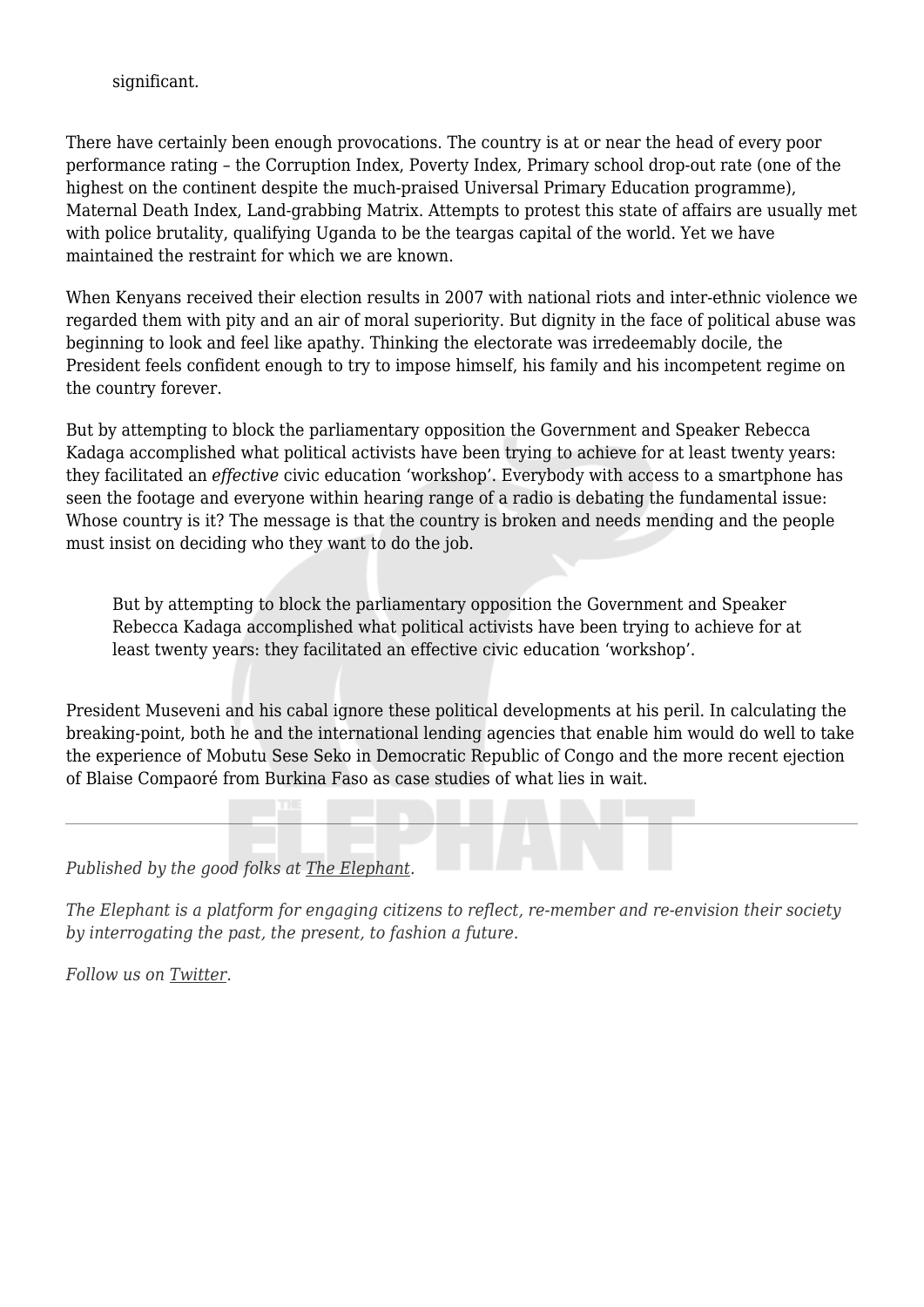significant.

There have certainly been enough provocations. The country is at or near the head of every poor performance rating – the Corruption Index, Poverty Index, Primary school drop-out rate (one of the highest on the continent despite the much-praised Universal Primary Education programme), Maternal Death Index, Land-grabbing Matrix. Attempts to protest this state of affairs are usually met with police brutality, qualifying Uganda to be the teargas capital of the world. Yet we have maintained the restraint for which we are known.

When Kenyans received their election results in 2007 with national riots and inter-ethnic violence we regarded them with pity and an air of moral superiority. But dignity in the face of political abuse was beginning to look and feel like apathy. Thinking the electorate was irredeemably docile, the President feels confident enough to try to impose himself, his family and his incompetent regime on the country forever.

But by attempting to block the parliamentary opposition the Government and Speaker Rebecca Kadaga accomplished what political activists have been trying to achieve for at least twenty years: they facilitated an *effective* civic education 'workshop'. Everybody with access to a smartphone has seen the footage and everyone within hearing range of a radio is debating the fundamental issue: Whose country is it? The message is that the country is broken and needs mending and the people must insist on deciding who they want to do the job.

> But by attempting to block the parliamentary opposition the Government and Speaker Rebecca Kadaga accomplished what political activists have been trying to achieve for at least twenty years: they facilitated an effective civic education 'workshop'.

President Museveni and his cabal ignore these political developments at his peril. In calculating the breaking-point, both he and the international lending agencies that enable him would do well to take the experience of Mobutu Sese Seko in Democratic Republic of Congo and the more recent ejection of Blaise Compaoré from Burkina Faso as case studies of what lies in wait.

---

*Published by the good folks at The Elephant.*

*The Elephant is a platform for engaging citizens to reflect, re-member and re-envision their society by interrogating the past, the present, to fashion a future.*

*Follow us on Twitter.*